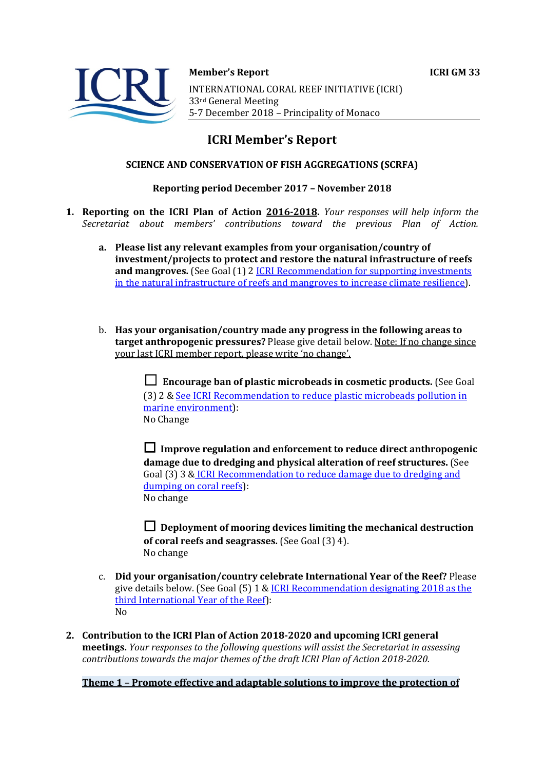**Member's Report** **ICRI GM 33**

INTERNATIONAL CORAL REEF INITIATIVE (ICRI)
33rd General Meeting
5-7 December 2018 – Principality of Monaco

# ICRI Member's Report

**SCIENCE AND CONSERVATION OF FISH AGGREGATIONS (SCRFA)**

**Reporting period December 2017 – November 2018**

1. **Reporting on the ICRI Plan of Action 2016-2018.** *Your responses will help inform the Secretariat about members' contributions toward the previous Plan of Action.*

   a. **Please list any relevant examples from your organisation/country of investment/projects to protect and restore the natural infrastructure of reefs and mangroves.** (See Goal (1) 2 ICRI Recommendation for supporting investments in the natural infrastructure of reefs and mangroves to increase climate resilience).

   b. **Has your organisation/country made any progress in the following areas to target anthropogenic pressures?** Please give detail below. Note: If no change since your last ICRI member report, please write 'no change'.

   ☐ **Encourage ban of plastic microbeads in cosmetic products.** (See Goal (3) 2 & See ICRI Recommendation to reduce plastic microbeads pollution in marine environment):
   No Change

   ☐ **Improve regulation and enforcement to reduce direct anthropogenic damage due to dredging and physical alteration of reef structures.** (See Goal (3) 3 & ICRI Recommendation to reduce damage due to dredging and dumping on coral reefs):
   No change

   ☐ **Deployment of mooring devices limiting the mechanical destruction of coral reefs and seagrasses.** (See Goal (3) 4).
   No change

   c. **Did your organisation/country celebrate International Year of the Reef?** Please give details below. (See Goal (5) 1 & ICRI Recommendation designating 2018 as the third International Year of the Reef):
   No

2. **Contribution to the ICRI Plan of Action 2018-2020 and upcoming ICRI general meetings.** *Your responses to the following questions will assist the Secretariat in assessing contributions towards the major themes of the draft ICRI Plan of Action 2018-2020.*

**Theme 1 – Promote effective and adaptable solutions to improve the protection of**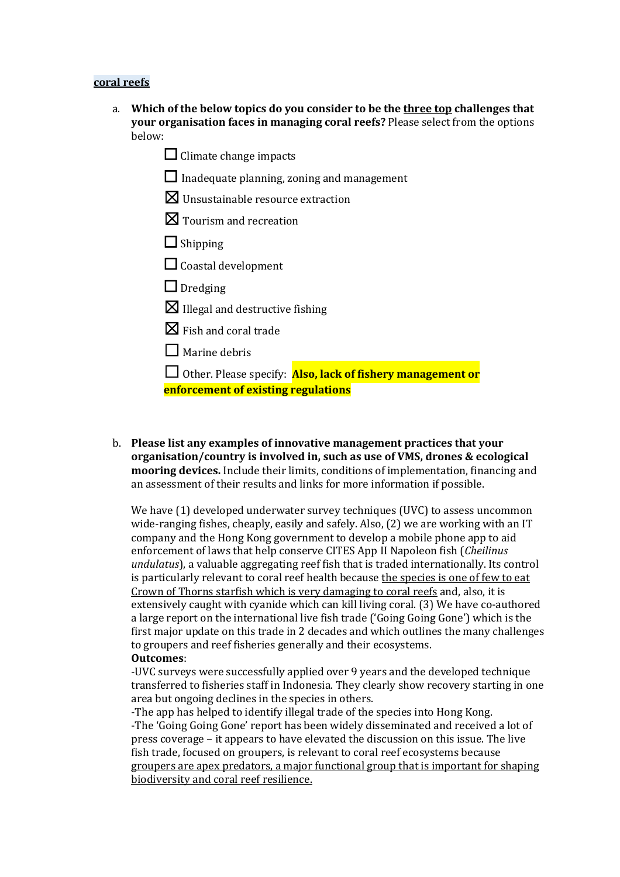<u>**coral reefs**</u>

a. **Which of the below topics do you consider to be the <u>three top</u> challenges that your organisation faces in managing coral reefs?** Please select from the options below:

- ☐ Climate change impacts
- ☐ Inadequate planning, zoning and management
- ☒ Unsustainable resource extraction
- ☒ Tourism and recreation
- ☐ Shipping
- ☐ Coastal development
- ☐ Dredging
- ☒ Illegal and destructive fishing
- ☒ Fish and coral trade
- ☐ Marine debris
- ☐ Other. Please specify: **Also, lack of fishery management or enforcement of existing regulations**

b. **Please list any examples of innovative management practices that your organisation/country is involved in, such as use of VMS, drones & ecological mooring devices.** Include their limits, conditions of implementation, financing and an assessment of their results and links for more information if possible.

We have (1) developed underwater survey techniques (UVC) to assess uncommon wide-ranging fishes, cheaply, easily and safely. Also, (2) we are working with an IT company and the Hong Kong government to develop a mobile phone app to aid enforcement of laws that help conserve CITES App II Napoleon fish (*Cheilinus undulatus*), a valuable aggregating reef fish that is traded internationally. Its control is particularly relevant to coral reef health because <u>the species is one of few to eat Crown of Thorns starfish which is very damaging to coral reefs</u> and, also, it is extensively caught with cyanide which can kill living coral. (3) We have co-authored a large report on the international live fish trade ('Going Going Gone') which is the first major update on this trade in 2 decades and which outlines the many challenges to groupers and reef fisheries generally and their ecosystems.

**Outcomes**:

-UVC surveys were successfully applied over 9 years and the developed technique transferred to fisheries staff in Indonesia. They clearly show recovery starting in one area but ongoing declines in the species in others.

-The app has helped to identify illegal trade of the species into Hong Kong.

-The 'Going Going Gone' report has been widely disseminated and received a lot of press coverage – it appears to have elevated the discussion on this issue. The live fish trade, focused on groupers, is relevant to coral reef ecosystems because <u>groupers are apex predators, a major functional group that is important for shaping biodiversity and coral reef resilience.</u>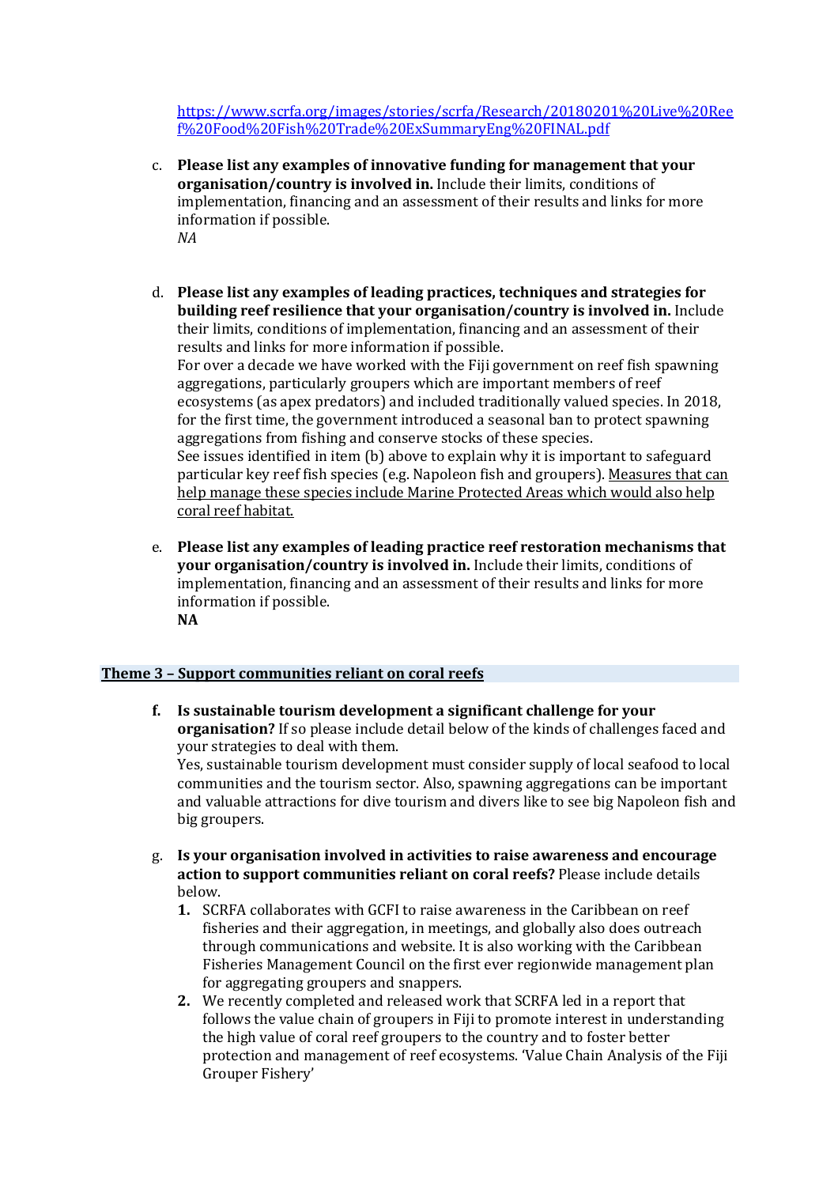[https://www.scrfa.org/images/stories/scrfa/Research/20180201%20Live%20Reef%20Food%20Fish%20Trade%20ExSummaryEng%20FINAL.pdf](https://www.scrfa.org/images/stories/scrfa/Research/20180201%20Live%20Reef%20Food%20Fish%20Trade%20ExSummaryEng%20FINAL.pdf)

c. **Please list any examples of innovative funding for management that your organisation/country is involved in.** Include their limits, conditions of implementation, financing and an assessment of their results and links for more information if possible.
*NA*

d. **Please list any examples of leading practices, techniques and strategies for building reef resilience that your organisation/country is involved in.** Include their limits, conditions of implementation, financing and an assessment of their results and links for more information if possible.
For over a decade we have worked with the Fiji government on reef fish spawning aggregations, particularly groupers which are important members of reef ecosystems (as apex predators) and included traditionally valued species. In 2018, for the first time, the government introduced a seasonal ban to protect spawning aggregations from fishing and conserve stocks of these species.
See issues identified in item (b) above to explain why it is important to safeguard particular key reef fish species (e.g. Napoleon fish and groupers). <u>Measures that can help manage these species include Marine Protected Areas which would also help coral reef habitat.</u>

e. **Please list any examples of leading practice reef restoration mechanisms that your organisation/country is involved in.** Include their limits, conditions of implementation, financing and an assessment of their results and links for more information if possible.
**NA**

## Theme 3 – Support communities reliant on coral reefs

f. **Is sustainable tourism development a significant challenge for your organisation?** If so please include detail below of the kinds of challenges faced and your strategies to deal with them.
Yes, sustainable tourism development must consider supply of local seafood to local communities and the tourism sector. Also, spawning aggregations can be important and valuable attractions for dive tourism and divers like to see big Napoleon fish and big groupers.

g. **Is your organisation involved in activities to raise awareness and encourage action to support communities reliant on coral reefs?** Please include details below.

1. SCRFA collaborates with GCFI to raise awareness in the Caribbean on reef fisheries and their aggregation, in meetings, and globally also does outreach through communications and website. It is also working with the Caribbean Fisheries Management Council on the first ever regionwide management plan for aggregating groupers and snappers.
2. We recently completed and released work that SCRFA led in a report that follows the value chain of groupers in Fiji to promote interest in understanding the high value of coral reef groupers to the country and to foster better protection and management of reef ecosystems. 'Value Chain Analysis of the Fiji Grouper Fishery'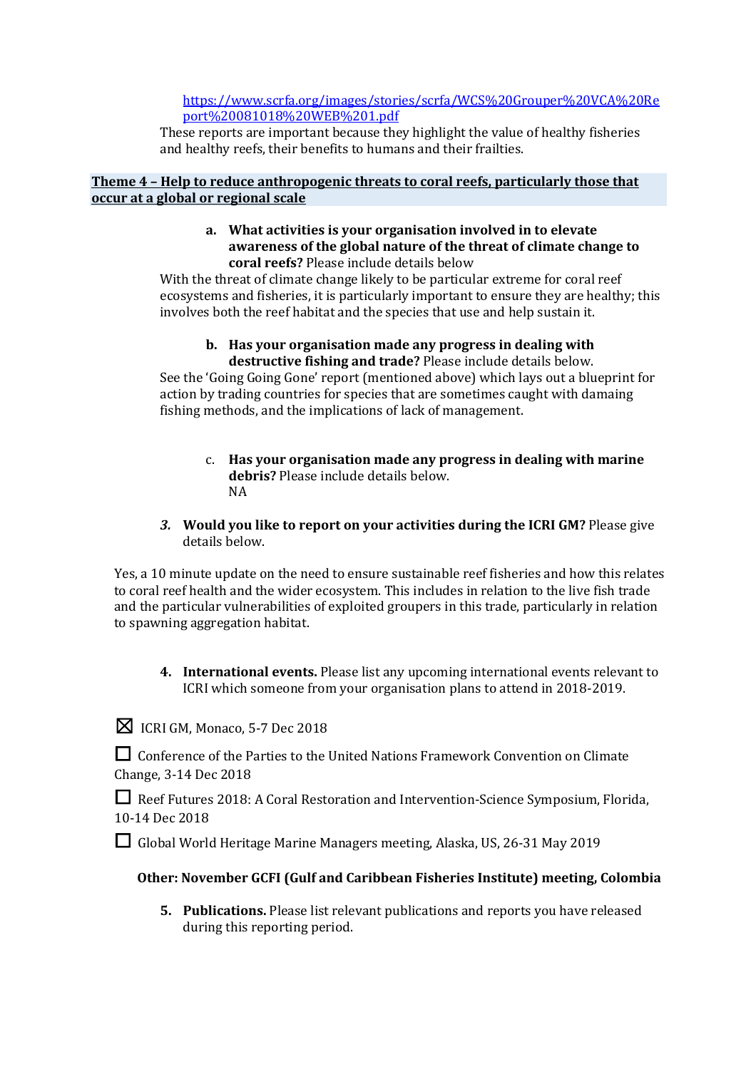[https://www.scrfa.org/images/stories/scrfa/WCS%20Grouper%20VCA%20Report%20081018%20WEB%201.pdf](https://www.scrfa.org/images/stories/scrfa/WCS%20Grouper%20VCA%20Report%20081018%20WEB%201.pdf)

These reports are important because they highlight the value of healthy fisheries and healthy reefs, their benefits to humans and their frailties.

## Theme 4 – Help to reduce anthropogenic threats to coral reefs, particularly those that occur at a global or regional scale

a. **What activities is your organisation involved in to elevate awareness of the global nature of the threat of climate change to coral reefs?** Please include details below

With the threat of climate change likely to be particular extreme for coral reef ecosystems and fisheries, it is particularly important to ensure they are healthy; this involves both the reef habitat and the species that use and help sustain it.

b. **Has your organisation made any progress in dealing with destructive fishing and trade?** Please include details below.

See the 'Going Going Gone' report (mentioned above) which lays out a blueprint for action by trading countries for species that are sometimes caught with damaing fishing methods, and the implications of lack of management.

c. **Has your organisation made any progress in dealing with marine debris?** Please include details below.
NA

***3.*** **Would you like to report on your activities during the ICRI GM?** Please give details below.

Yes, a 10 minute update on the need to ensure sustainable reef fisheries and how this relates to coral reef health and the wider ecosystem. This includes in relation to the live fish trade and the particular vulnerabilities of exploited groupers in this trade, particularly in relation to spawning aggregation habitat.

**4. International events.** Please list any upcoming international events relevant to ICRI which someone from your organisation plans to attend in 2018-2019.

☒ ICRI GM, Monaco, 5-7 Dec 2018

☐ Conference of the Parties to the United Nations Framework Convention on Climate Change, 3-14 Dec 2018

☐ Reef Futures 2018: A Coral Restoration and Intervention-Science Symposium, Florida, 10-14 Dec 2018

☐ Global World Heritage Marine Managers meeting, Alaska, US, 26-31 May 2019

**Other: November GCFI (Gulf and Caribbean Fisheries Institute) meeting, Colombia**

**5. Publications.** Please list relevant publications and reports you have released during this reporting period.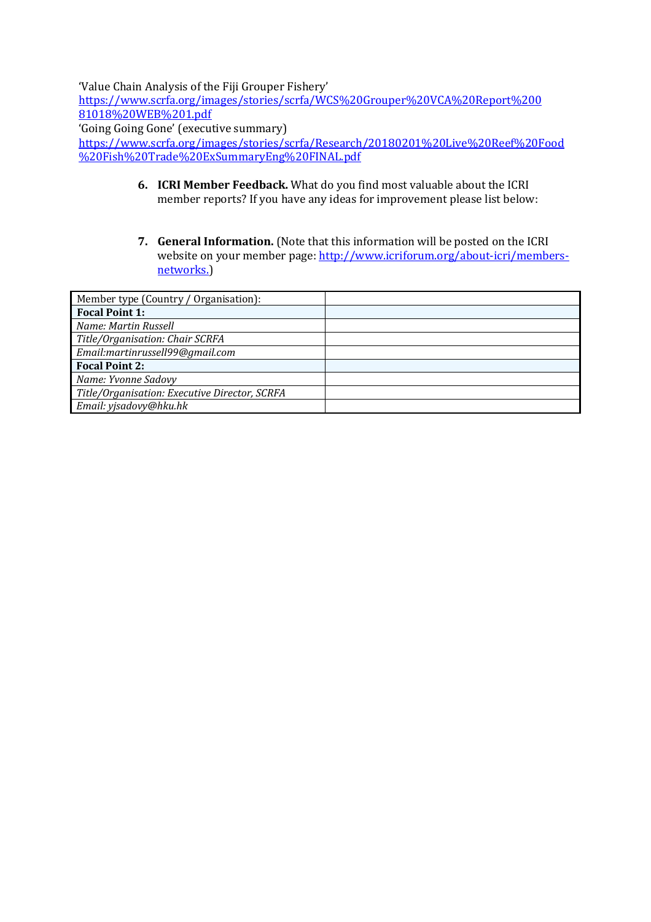'Value Chain Analysis of the Fiji Grouper Fishery'
https://www.scrfa.org/images/stories/scrfa/WCS%20Grouper%20VCA%20Report%20081018%20WEB%201.pdf
'Going Going Gone' (executive summary)
https://www.scrfa.org/images/stories/scrfa/Research/20180201%20Live%20Reef%20Food%20Fish%20Trade%20ExSummaryEng%20FINAL.pdf

6. **ICRI Member Feedback.** What do you find most valuable about the ICRI member reports? If you have any ideas for improvement please list below:

7. **General Information.** (Note that this information will be posted on the ICRI website on your member page: http://www.icriforum.org/about-icri/members-networks.)

| | |
|---|---|
| Member type (Country / Organisation): | |
| **Focal Point 1:** | |
| *Name: Martin Russell* | |
| *Title/Organisation: Chair SCRFA* | |
| *Email:martinrussell99@gmail.com* | |
| **Focal Point 2:** | |
| *Name: Yvonne Sadovy* | |
| *Title/Organisation: Executive Director, SCRFA* | |
| *Email: yjsadovy@hku.hk* | |